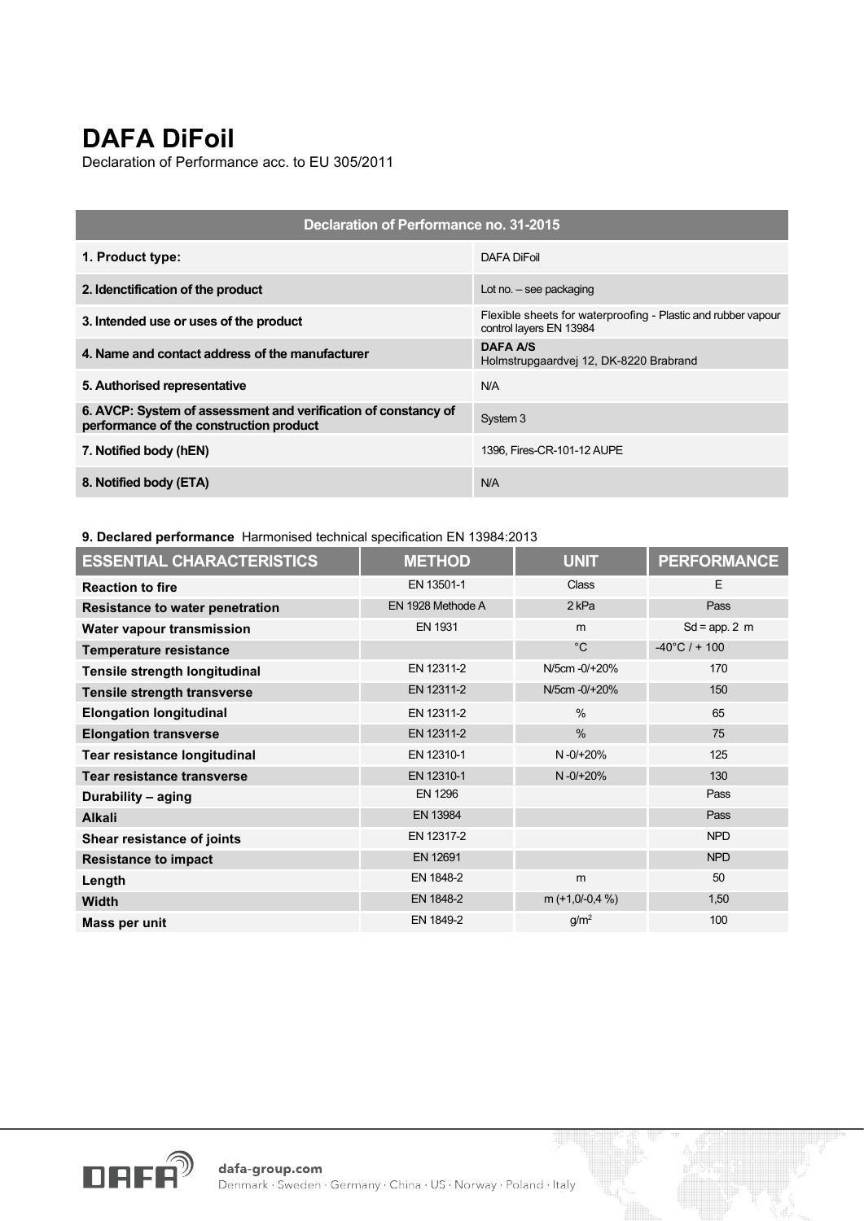# DAFA DiFoil

Declaration of Performance acc. to EU 305/2011

| Declaration of Performance no. 31-2015 | |
|---|---|
| **1. Product type:** | DAFA DiFoil |
| **2. Idenctification of the product** | Lot no. – see packaging |
| **3. Intended use or uses of the product** | Flexible sheets for waterproofing - Plastic and rubber vapour control layers EN 13984 |
| **4. Name and contact address of the manufacturer** | **DAFA A/S** Holmstrupgaardvej 12, DK-8220 Brabrand |
| **5. Authorised representative** | N/A |
| **6. AVCP: System of assessment and verification of constancy of performance of the construction product** | System 3 |
| **7. Notified body (hEN)** | 1396, Fires-CR-101-12 AUPE |
| **8. Notified body (ETA)** | N/A |

**9. Declared performance** Harmonised technical specification EN 13984:2013

| ESSENTIAL CHARACTERISTICS | METHOD | UNIT | PERFORMANCE |
|---|---|---|---|
| **Reaction to fire** | EN 13501-1 | Class | E |
| **Resistance to water penetration** | EN 1928 Methode A | 2 kPa | Pass |
| **Water vapour transmission** | EN 1931 | m | Sd = app. 2 m |
| **Temperature resistance** | | °C | -40°C / + 100 |
| **Tensile strength longitudinal** | EN 12311-2 | N/5cm -0/+20% | 170 |
| **Tensile strength transverse** | EN 12311-2 | N/5cm -0/+20% | 150 |
| **Elongation longitudinal** | EN 12311-2 | % | 65 |
| **Elongation transverse** | EN 12311-2 | % | 75 |
| **Tear resistance longitudinal** | EN 12310-1 | N -0/+20% | 125 |
| **Tear resistance transverse** | EN 12310-1 | N -0/+20% | 130 |
| **Durability – aging** | EN 1296 | | Pass |
| **Alkali** | EN 13984 | | Pass |
| **Shear resistance of joints** | EN 12317-2 | | NPD |
| **Resistance to impact** | EN 12691 | | NPD |
| **Length** | EN 1848-2 | m | 50 |
| **Width** | EN 1848-2 | m (+1,0/-0,4 %) | 1,50 |
| **Mass per unit** | EN 1849-2 | g/m$^2$ | 100 |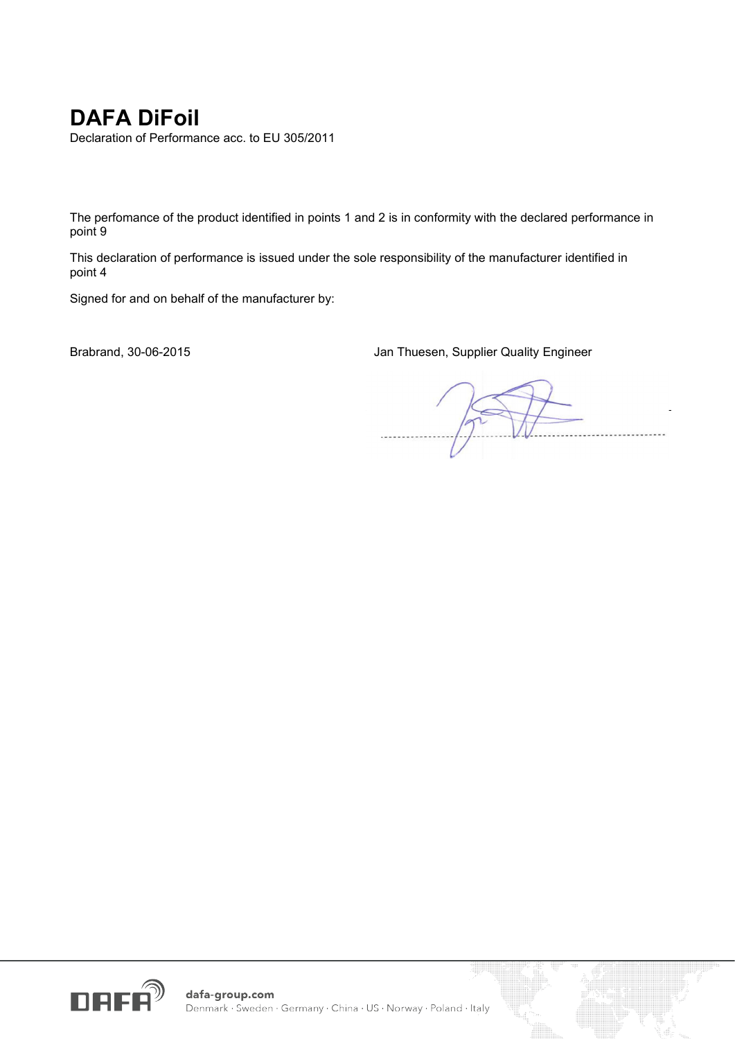# DAFA DiFoil

Declaration of Performance acc. to EU 305/2011

The perfomance of the product identified in points 1 and 2 is in conformity with the declared performance in point 9

This declaration of performance is issued under the sole responsibility of the manufacturer identified in point 4

Signed for and on behalf of the manufacturer by:

Brabrand, 30-06-2015

Jan Thuesen, Supplier Quality Engineer

dafa-group.com
Denmark · Sweden · Germany · China · US · Norway · Poland · Italy